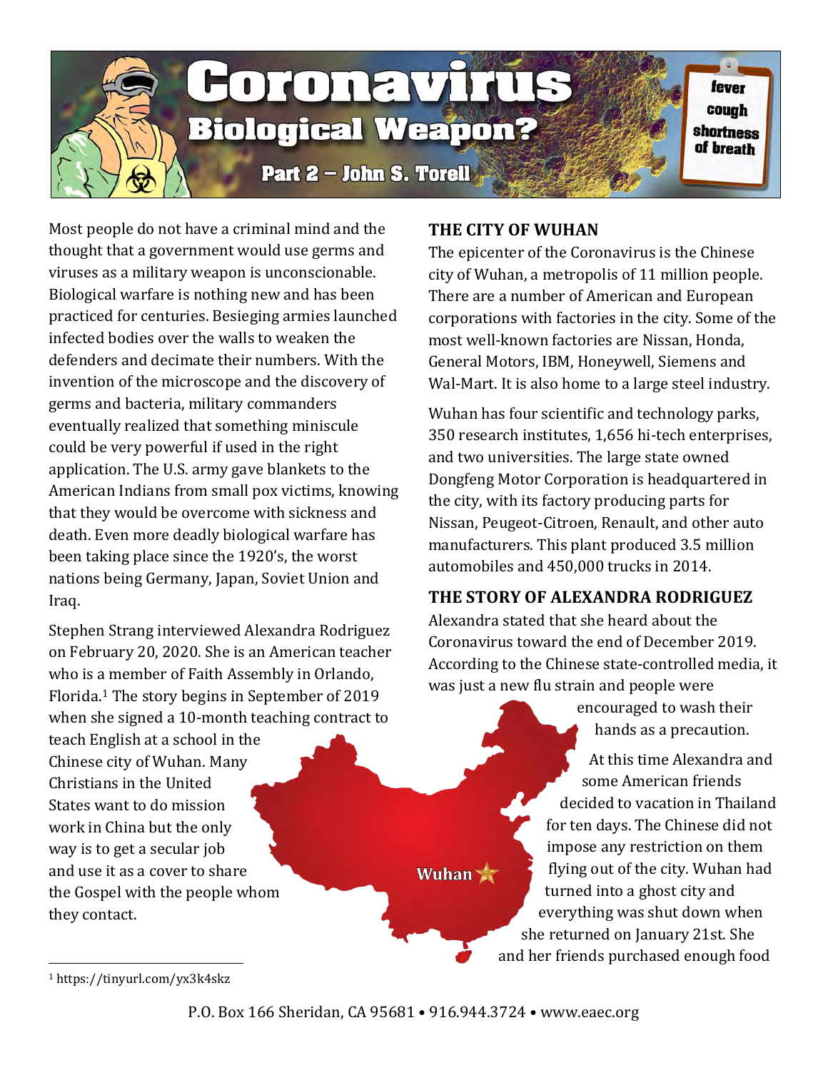# Coronavirus Biological Weapon?

## Part 2 – John S. Torell

Most people do not have a criminal mind and the thought that a government would use germs and viruses as a military weapon is unconscionable. Biological warfare is nothing new and has been practiced for centuries. Besieging armies launched infected bodies over the walls to weaken the defenders and decimate their numbers. With the invention of the microscope and the discovery of germs and bacteria, military commanders eventually realized that something miniscule could be very powerful if used in the right application. The U.S. army gave blankets to the American Indians from small pox victims, knowing that they would be overcome with sickness and death. Even more deadly biological warfare has been taking place since the 1920's, the worst nations being Germany, Japan, Soviet Union and Iraq.

Stephen Strang interviewed Alexandra Rodriguez on February 20, 2020. She is an American teacher who is a member of Faith Assembly in Orlando, Florida.[1] The story begins in September of 2019 when she signed a 10-month teaching contract to teach English at a school in the Chinese city of Wuhan. Many Christians in the United States want to do mission work in China but the only way is to get a secular job and use it as a cover to share the Gospel with the people whom they contact.

### THE CITY OF WUHAN

The epicenter of the Coronavirus is the Chinese city of Wuhan, a metropolis of 11 million people. There are a number of American and European corporations with factories in the city. Some of the most well-known factories are Nissan, Honda, General Motors, IBM, Honeywell, Siemens and Wal-Mart. It is also home to a large steel industry.

Wuhan has four scientific and technology parks, 350 research institutes, 1,656 hi-tech enterprises, and two universities. The large state owned Dongfeng Motor Corporation is headquartered in the city, with its factory producing parts for Nissan, Peugeot-Citroen, Renault, and other auto manufacturers. This plant produced 3.5 million automobiles and 450,000 trucks in 2014.

### THE STORY OF ALEXANDRA RODRIGUEZ

Alexandra stated that she heard about the Coronavirus toward the end of December 2019. According to the Chinese state-controlled media, it was just a new flu strain and people were encouraged to wash their hands as a precaution.

At this time Alexandra and some American friends decided to vacation in Thailand for ten days. The Chinese did not impose any restriction on them flying out of the city. Wuhan had turned into a ghost city and everything was shut down when she returned on January 21st. She and her friends purchased enough food

[1] https://tinyurl.com/yx3k4skz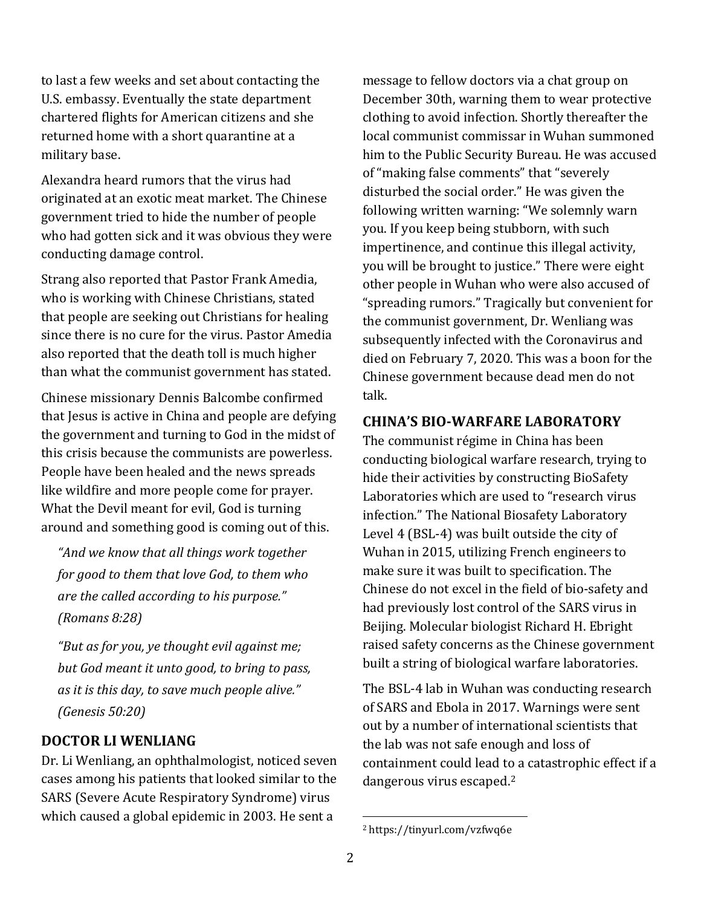to last a few weeks and set about contacting the U.S. embassy. Eventually the state department chartered flights for American citizens and she returned home with a short quarantine at a military base.

Alexandra heard rumors that the virus had originated at an exotic meat market. The Chinese government tried to hide the number of people who had gotten sick and it was obvious they were conducting damage control.

Strang also reported that Pastor Frank Amedia, who is working with Chinese Christians, stated that people are seeking out Christians for healing since there is no cure for the virus. Pastor Amedia also reported that the death toll is much higher than what the communist government has stated.

Chinese missionary Dennis Balcombe confirmed that Jesus is active in China and people are defying the government and turning to God in the midst of this crisis because the communists are powerless. People have been healed and the news spreads like wildfire and more people come for prayer. What the Devil meant for evil, God is turning around and something good is coming out of this.

> *"And we know that all things work together for good to them that love God, to them who are the called according to his purpose." (Romans 8:28)*
>
> *"But as for you, ye thought evil against me; but God meant it unto good, to bring to pass, as it is this day, to save much people alive." (Genesis 50:20)*

## DOCTOR LI WENLIANG

Dr. Li Wenliang, an ophthalmologist, noticed seven cases among his patients that looked similar to the SARS (Severe Acute Respiratory Syndrome) virus which caused a global epidemic in 2003. He sent a message to fellow doctors via a chat group on December 30th, warning them to wear protective clothing to avoid infection. Shortly thereafter the local communist commissar in Wuhan summoned him to the Public Security Bureau. He was accused of "making false comments" that "severely disturbed the social order." He was given the following written warning: "We solemnly warn you. If you keep being stubborn, with such impertinence, and continue this illegal activity, you will be brought to justice." There were eight other people in Wuhan who were also accused of "spreading rumors." Tragically but convenient for the communist government, Dr. Wenliang was subsequently infected with the Coronavirus and died on February 7, 2020. This was a boon for the Chinese government because dead men do not talk.

## CHINA'S BIO-WARFARE LABORATORY

The communist régime in China has been conducting biological warfare research, trying to hide their activities by constructing BioSafety Laboratories which are used to "research virus infection." The National Biosafety Laboratory Level 4 (BSL-4) was built outside the city of Wuhan in 2015, utilizing French engineers to make sure it was built to specification. The Chinese do not excel in the field of bio-safety and had previously lost control of the SARS virus in Beijing. Molecular biologist Richard H. Ebright raised safety concerns as the Chinese government built a string of biological warfare laboratories.

The BSL-4 lab in Wuhan was conducting research of SARS and Ebola in 2017. Warnings were sent out by a number of international scientists that the lab was not safe enough and loss of containment could lead to a catastrophic effect if a dangerous virus escaped.[2]

---

[2] https://tinyurl.com/vzfwq6e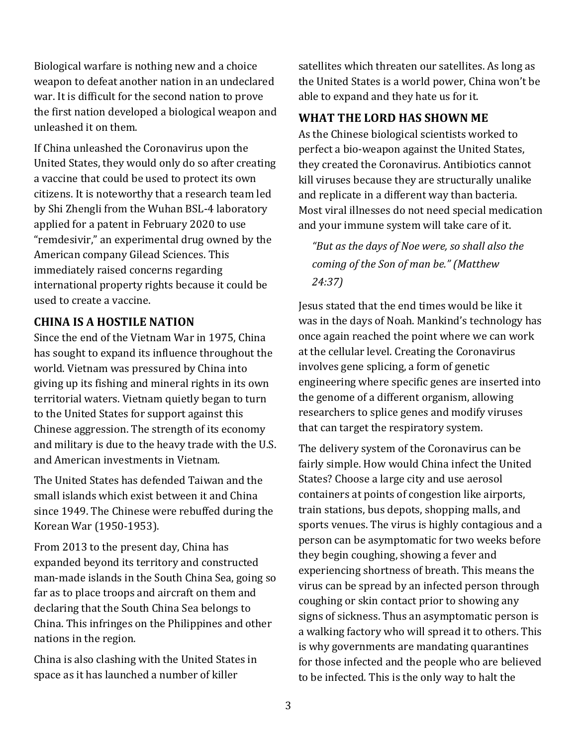Biological warfare is nothing new and a choice weapon to defeat another nation in an undeclared war. It is difficult for the second nation to prove the first nation developed a biological weapon and unleashed it on them.

If China unleashed the Coronavirus upon the United States, they would only do so after creating a vaccine that could be used to protect its own citizens. It is noteworthy that a research team led by Shi Zhengli from the Wuhan BSL-4 laboratory applied for a patent in February 2020 to use "remdesivir," an experimental drug owned by the American company Gilead Sciences. This immediately raised concerns regarding international property rights because it could be used to create a vaccine.

## CHINA IS A HOSTILE NATION

Since the end of the Vietnam War in 1975, China has sought to expand its influence throughout the world. Vietnam was pressured by China into giving up its fishing and mineral rights in its own territorial waters. Vietnam quietly began to turn to the United States for support against this Chinese aggression. The strength of its economy and military is due to the heavy trade with the U.S. and American investments in Vietnam.

The United States has defended Taiwan and the small islands which exist between it and China since 1949. The Chinese were rebuffed during the Korean War (1950-1953).

From 2013 to the present day, China has expanded beyond its territory and constructed man-made islands in the South China Sea, going so far as to place troops and aircraft on them and declaring that the South China Sea belongs to China. This infringes on the Philippines and other nations in the region.

China is also clashing with the United States in space as it has launched a number of killer satellites which threaten our satellites. As long as the United States is a world power, China won't be able to expand and they hate us for it.

## WHAT THE LORD HAS SHOWN ME

As the Chinese biological scientists worked to perfect a bio-weapon against the United States, they created the Coronavirus. Antibiotics cannot kill viruses because they are structurally unalike and replicate in a different way than bacteria. Most viral illnesses do not need special medication and your immune system will take care of it.

> *"But as the days of Noe were, so shall also the coming of the Son of man be." (Matthew 24:37)*

Jesus stated that the end times would be like it was in the days of Noah. Mankind's technology has once again reached the point where we can work at the cellular level. Creating the Coronavirus involves gene splicing, a form of genetic engineering where specific genes are inserted into the genome of a different organism, allowing researchers to splice genes and modify viruses that can target the respiratory system.

The delivery system of the Coronavirus can be fairly simple. How would China infect the United States? Choose a large city and use aerosol containers at points of congestion like airports, train stations, bus depots, shopping malls, and sports venues. The virus is highly contagious and a person can be asymptomatic for two weeks before they begin coughing, showing a fever and experiencing shortness of breath. This means the virus can be spread by an infected person through coughing or skin contact prior to showing any signs of sickness. Thus an asymptomatic person is a walking factory who will spread it to others. This is why governments are mandating quarantines for those infected and the people who are believed to be infected. This is the only way to halt the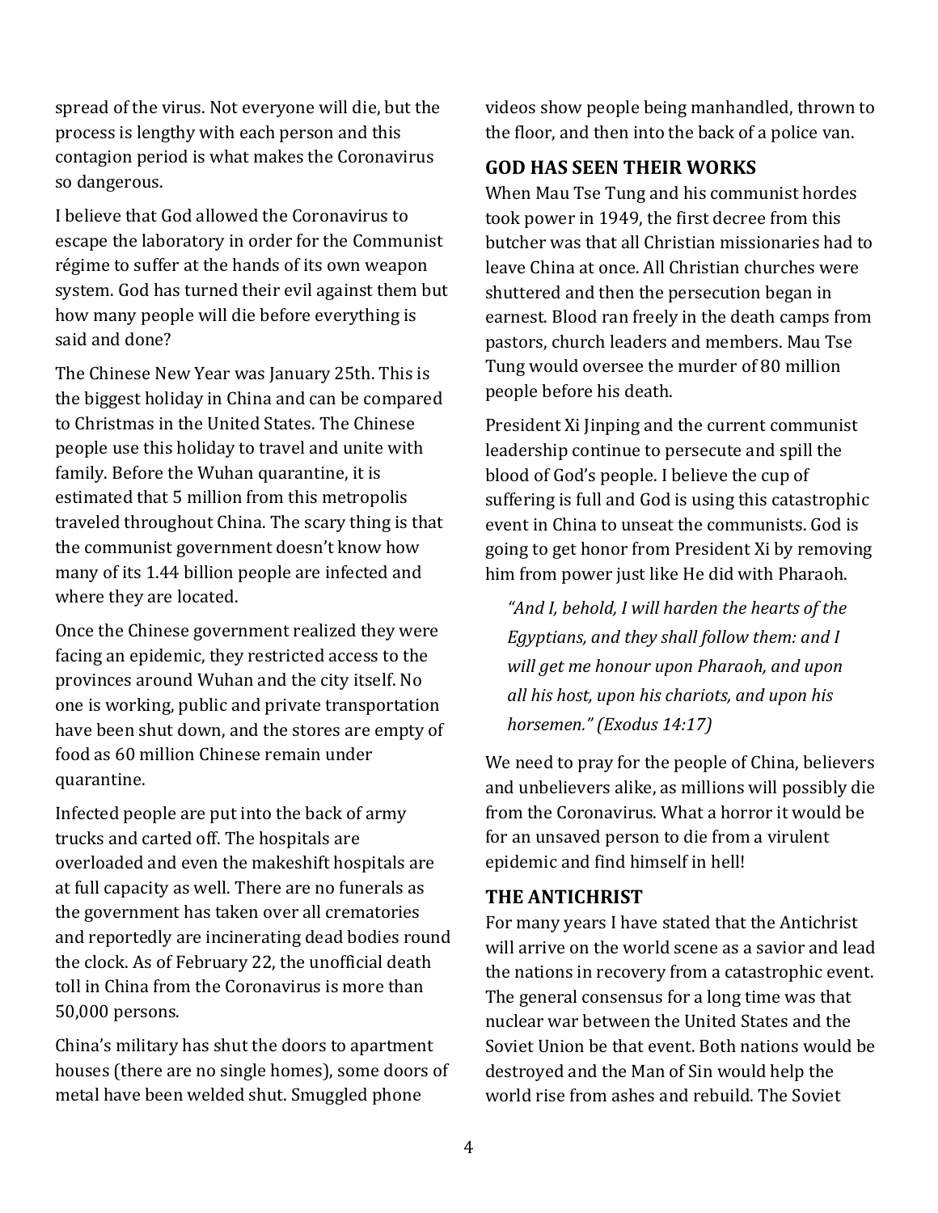spread of the virus. Not everyone will die, but the process is lengthy with each person and this contagion period is what makes the Coronavirus so dangerous.

I believe that God allowed the Coronavirus to escape the laboratory in order for the Communist régime to suffer at the hands of its own weapon system. God has turned their evil against them but how many people will die before everything is said and done?

The Chinese New Year was January 25th. This is the biggest holiday in China and can be compared to Christmas in the United States. The Chinese people use this holiday to travel and unite with family. Before the Wuhan quarantine, it is estimated that 5 million from this metropolis traveled throughout China. The scary thing is that the communist government doesn't know how many of its 1.44 billion people are infected and where they are located.

Once the Chinese government realized they were facing an epidemic, they restricted access to the provinces around Wuhan and the city itself. No one is working, public and private transportation have been shut down, and the stores are empty of food as 60 million Chinese remain under quarantine.

Infected people are put into the back of army trucks and carted off. The hospitals are overloaded and even the makeshift hospitals are at full capacity as well. There are no funerals as the government has taken over all crematories and reportedly are incinerating dead bodies round the clock. As of February 22, the unofficial death toll in China from the Coronavirus is more than 50,000 persons.

China's military has shut the doors to apartment houses (there are no single homes), some doors of metal have been welded shut. Smuggled phone videos show people being manhandled, thrown to the floor, and then into the back of a police van.

## GOD HAS SEEN THEIR WORKS

When Mau Tse Tung and his communist hordes took power in 1949, the first decree from this butcher was that all Christian missionaries had to leave China at once. All Christian churches were shuttered and then the persecution began in earnest. Blood ran freely in the death camps from pastors, church leaders and members. Mau Tse Tung would oversee the murder of 80 million people before his death.

President Xi Jinping and the current communist leadership continue to persecute and spill the blood of God's people. I believe the cup of suffering is full and God is using this catastrophic event in China to unseat the communists. God is going to get honor from President Xi by removing him from power just like He did with Pharaoh.

> *"And I, behold, I will harden the hearts of the Egyptians, and they shall follow them: and I will get me honour upon Pharaoh, and upon all his host, upon his chariots, and upon his horsemen." (Exodus 14:17)*

We need to pray for the people of China, believers and unbelievers alike, as millions will possibly die from the Coronavirus. What a horror it would be for an unsaved person to die from a virulent epidemic and find himself in hell!

## THE ANTICHRIST

For many years I have stated that the Antichrist will arrive on the world scene as a savior and lead the nations in recovery from a catastrophic event. The general consensus for a long time was that nuclear war between the United States and the Soviet Union be that event. Both nations would be destroyed and the Man of Sin would help the world rise from ashes and rebuild. The Soviet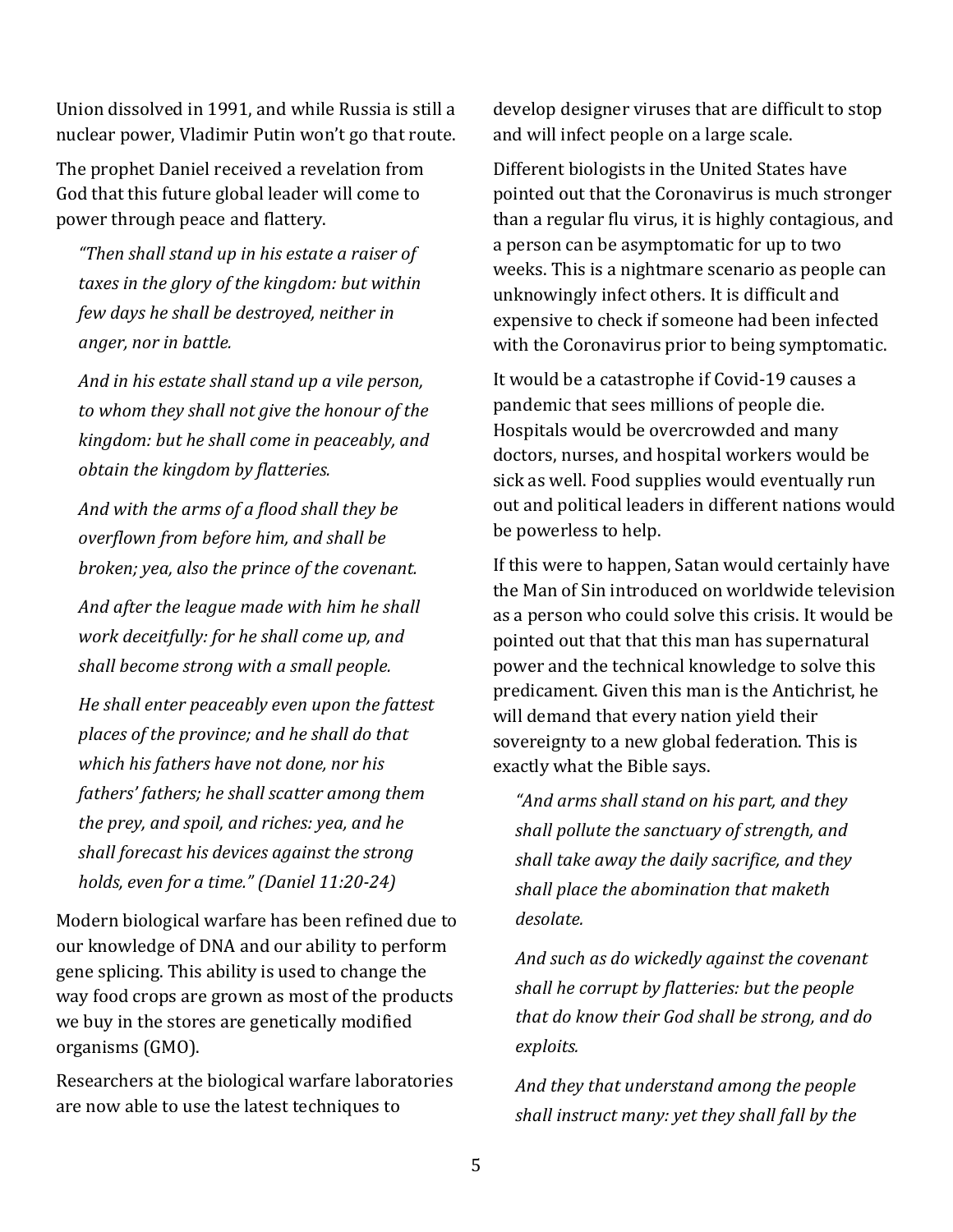Union dissolved in 1991, and while Russia is still a nuclear power, Vladimir Putin won't go that route.

The prophet Daniel received a revelation from God that this future global leader will come to power through peace and flattery.

> *"Then shall stand up in his estate a raiser of taxes in the glory of the kingdom: but within few days he shall be destroyed, neither in anger, nor in battle.*
>
> *And in his estate shall stand up a vile person, to whom they shall not give the honour of the kingdom: but he shall come in peaceably, and obtain the kingdom by flatteries.*
>
> *And with the arms of a flood shall they be overflown from before him, and shall be broken; yea, also the prince of the covenant.*
>
> *And after the league made with him he shall work deceitfully: for he shall come up, and shall become strong with a small people.*
>
> *He shall enter peaceably even upon the fattest places of the province; and he shall do that which his fathers have not done, nor his fathers' fathers; he shall scatter among them the prey, and spoil, and riches: yea, and he shall forecast his devices against the strong holds, even for a time." (Daniel 11:20-24)*

Modern biological warfare has been refined due to our knowledge of DNA and our ability to perform gene splicing. This ability is used to change the way food crops are grown as most of the products we buy in the stores are genetically modified organisms (GMO).

Researchers at the biological warfare laboratories are now able to use the latest techniques to develop designer viruses that are difficult to stop and will infect people on a large scale.

Different biologists in the United States have pointed out that the Coronavirus is much stronger than a regular flu virus, it is highly contagious, and a person can be asymptomatic for up to two weeks. This is a nightmare scenario as people can unknowingly infect others. It is difficult and expensive to check if someone had been infected with the Coronavirus prior to being symptomatic.

It would be a catastrophe if Covid-19 causes a pandemic that sees millions of people die. Hospitals would be overcrowded and many doctors, nurses, and hospital workers would be sick as well. Food supplies would eventually run out and political leaders in different nations would be powerless to help.

If this were to happen, Satan would certainly have the Man of Sin introduced on worldwide television as a person who could solve this crisis. It would be pointed out that that this man has supernatural power and the technical knowledge to solve this predicament. Given this man is the Antichrist, he will demand that every nation yield their sovereignty to a new global federation. This is exactly what the Bible says.

> *"And arms shall stand on his part, and they shall pollute the sanctuary of strength, and shall take away the daily sacrifice, and they shall place the abomination that maketh desolate.*
>
> *And such as do wickedly against the covenant shall he corrupt by flatteries: but the people that do know their God shall be strong, and do exploits.*
>
> *And they that understand among the people shall instruct many: yet they shall fall by the*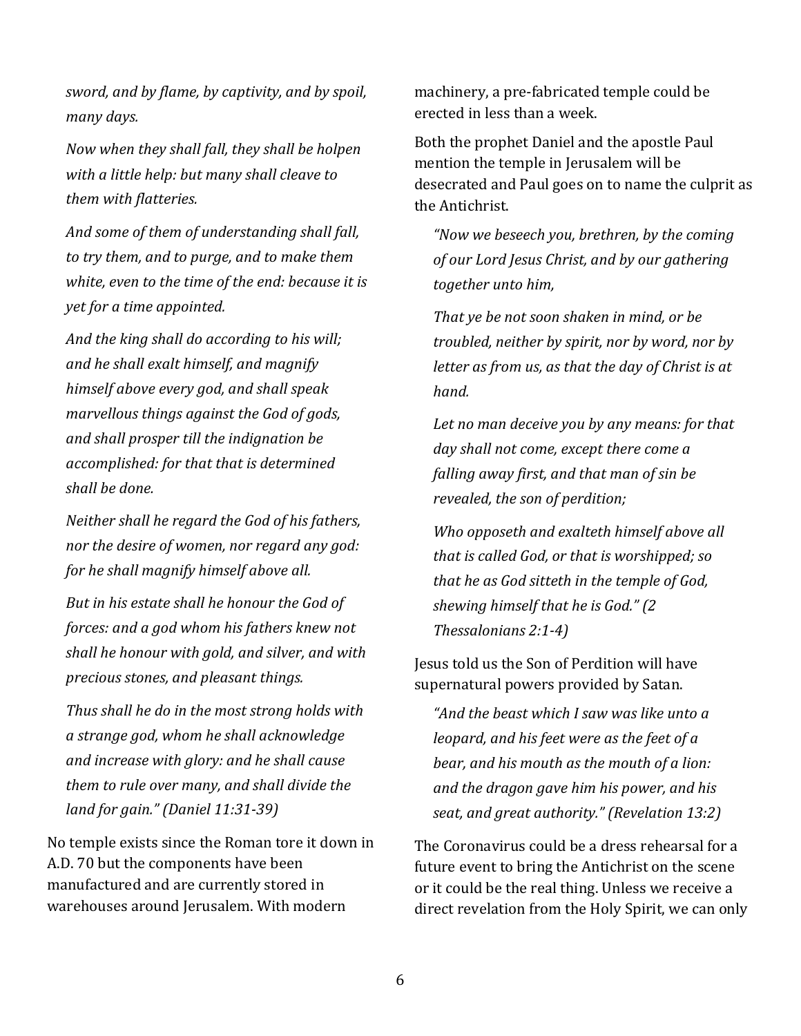*sword, and by flame, by captivity, and by spoil, many days.*

*Now when they shall fall, they shall be holpen with a little help: but many shall cleave to them with flatteries.*

*And some of them of understanding shall fall, to try them, and to purge, and to make them white, even to the time of the end: because it is yet for a time appointed.*

*And the king shall do according to his will; and he shall exalt himself, and magnify himself above every god, and shall speak marvellous things against the God of gods, and shall prosper till the indignation be accomplished: for that that is determined shall be done.*

*Neither shall he regard the God of his fathers, nor the desire of women, nor regard any god: for he shall magnify himself above all.*

*But in his estate shall he honour the God of forces: and a god whom his fathers knew not shall he honour with gold, and silver, and with precious stones, and pleasant things.*

*Thus shall he do in the most strong holds with a strange god, whom he shall acknowledge and increase with glory: and he shall cause them to rule over many, and shall divide the land for gain." (Daniel 11:31-39)*

No temple exists since the Roman tore it down in A.D. 70 but the components have been manufactured and are currently stored in warehouses around Jerusalem. With modern machinery, a pre-fabricated temple could be erected in less than a week.

Both the prophet Daniel and the apostle Paul mention the temple in Jerusalem will be desecrated and Paul goes on to name the culprit as the Antichrist.

*"Now we beseech you, brethren, by the coming of our Lord Jesus Christ, and by our gathering together unto him,*

*That ye be not soon shaken in mind, or be troubled, neither by spirit, nor by word, nor by letter as from us, as that the day of Christ is at hand.*

*Let no man deceive you by any means: for that day shall not come, except there come a falling away first, and that man of sin be revealed, the son of perdition;*

*Who opposeth and exalteth himself above all that is called God, or that is worshipped; so that he as God sitteth in the temple of God, shewing himself that he is God." (2 Thessalonians 2:1-4)*

Jesus told us the Son of Perdition will have supernatural powers provided by Satan.

*"And the beast which I saw was like unto a leopard, and his feet were as the feet of a bear, and his mouth as the mouth of a lion: and the dragon gave him his power, and his seat, and great authority." (Revelation 13:2)*

The Coronavirus could be a dress rehearsal for a future event to bring the Antichrist on the scene or it could be the real thing. Unless we receive a direct revelation from the Holy Spirit, we can only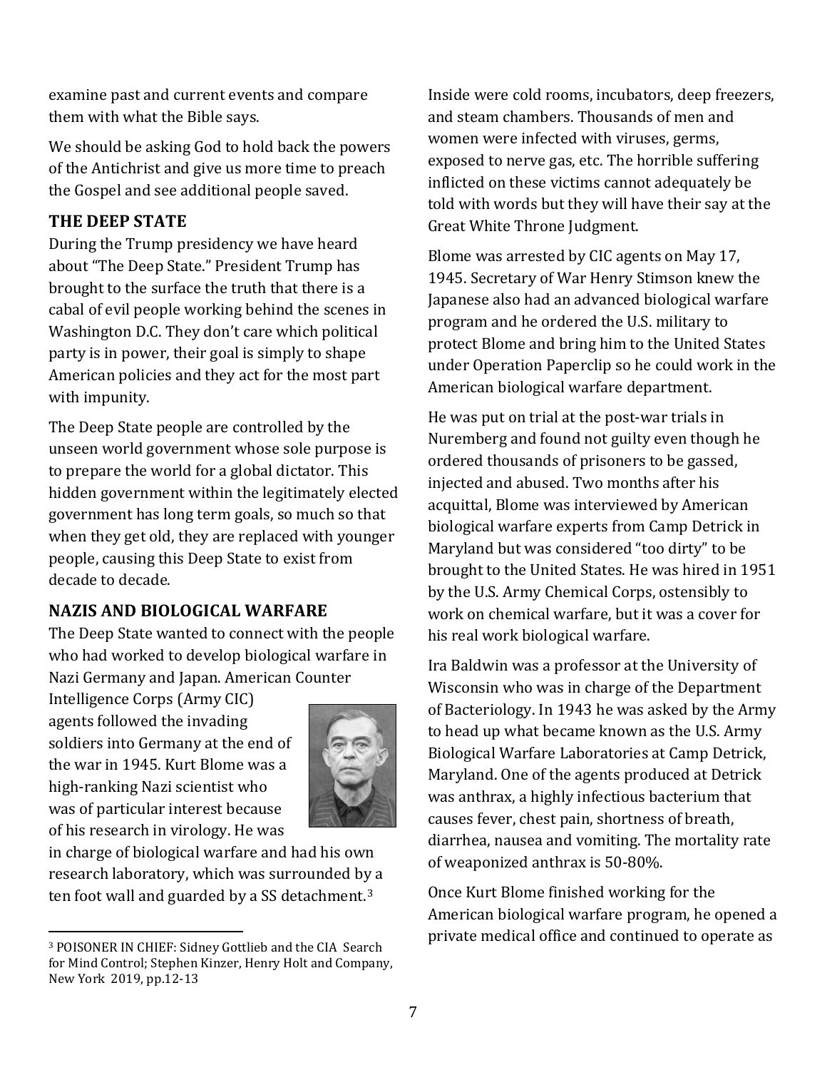examine past and current events and compare them with what the Bible says.

We should be asking God to hold back the powers of the Antichrist and give us more time to preach the Gospel and see additional people saved.

## THE DEEP STATE

During the Trump presidency we have heard about "The Deep State." President Trump has brought to the surface the truth that there is a cabal of evil people working behind the scenes in Washington D.C. They don't care which political party is in power, their goal is simply to shape American policies and they act for the most part with impunity.

The Deep State people are controlled by the unseen world government whose sole purpose is to prepare the world for a global dictator. This hidden government within the legitimately elected government has long term goals, so much so that when they get old, they are replaced with younger people, causing this Deep State to exist from decade to decade.

## NAZIS AND BIOLOGICAL WARFARE

The Deep State wanted to connect with the people who had worked to develop biological warfare in Nazi Germany and Japan. American Counter Intelligence Corps (Army CIC) agents followed the invading soldiers into Germany at the end of the war in 1945. Kurt Blome was a high-ranking Nazi scientist who was of particular interest because of his research in virology. He was in charge of biological warfare and had his own research laboratory, which was surrounded by a ten foot wall and guarded by a SS detachment.[3]

Inside were cold rooms, incubators, deep freezers, and steam chambers. Thousands of men and women were infected with viruses, germs, exposed to nerve gas, etc. The horrible suffering inflicted on these victims cannot adequately be told with words but they will have their say at the Great White Throne Judgment.

Blome was arrested by CIC agents on May 17, 1945. Secretary of War Henry Stimson knew the Japanese also had an advanced biological warfare program and he ordered the U.S. military to protect Blome and bring him to the United States under Operation Paperclip so he could work in the American biological warfare department.

He was put on trial at the post-war trials in Nuremberg and found not guilty even though he ordered thousands of prisoners to be gassed, injected and abused. Two months after his acquittal, Blome was interviewed by American biological warfare experts from Camp Detrick in Maryland but was considered "too dirty" to be brought to the United States. He was hired in 1951 by the U.S. Army Chemical Corps, ostensibly to work on chemical warfare, but it was a cover for his real work biological warfare.

Ira Baldwin was a professor at the University of Wisconsin who was in charge of the Department of Bacteriology. In 1943 he was asked by the Army to head up what became known as the U.S. Army Biological Warfare Laboratories at Camp Detrick, Maryland. One of the agents produced at Detrick was anthrax, a highly infectious bacterium that causes fever, chest pain, shortness of breath, diarrhea, nausea and vomiting. The mortality rate of weaponized anthrax is 50-80%.

Once Kurt Blome finished working for the American biological warfare program, he opened a private medical office and continued to operate as

---

[3] POISONER IN CHIEF: Sidney Gottlieb and the CIA Search for Mind Control; Stephen Kinzer, Henry Holt and Company, New York 2019, pp.12-13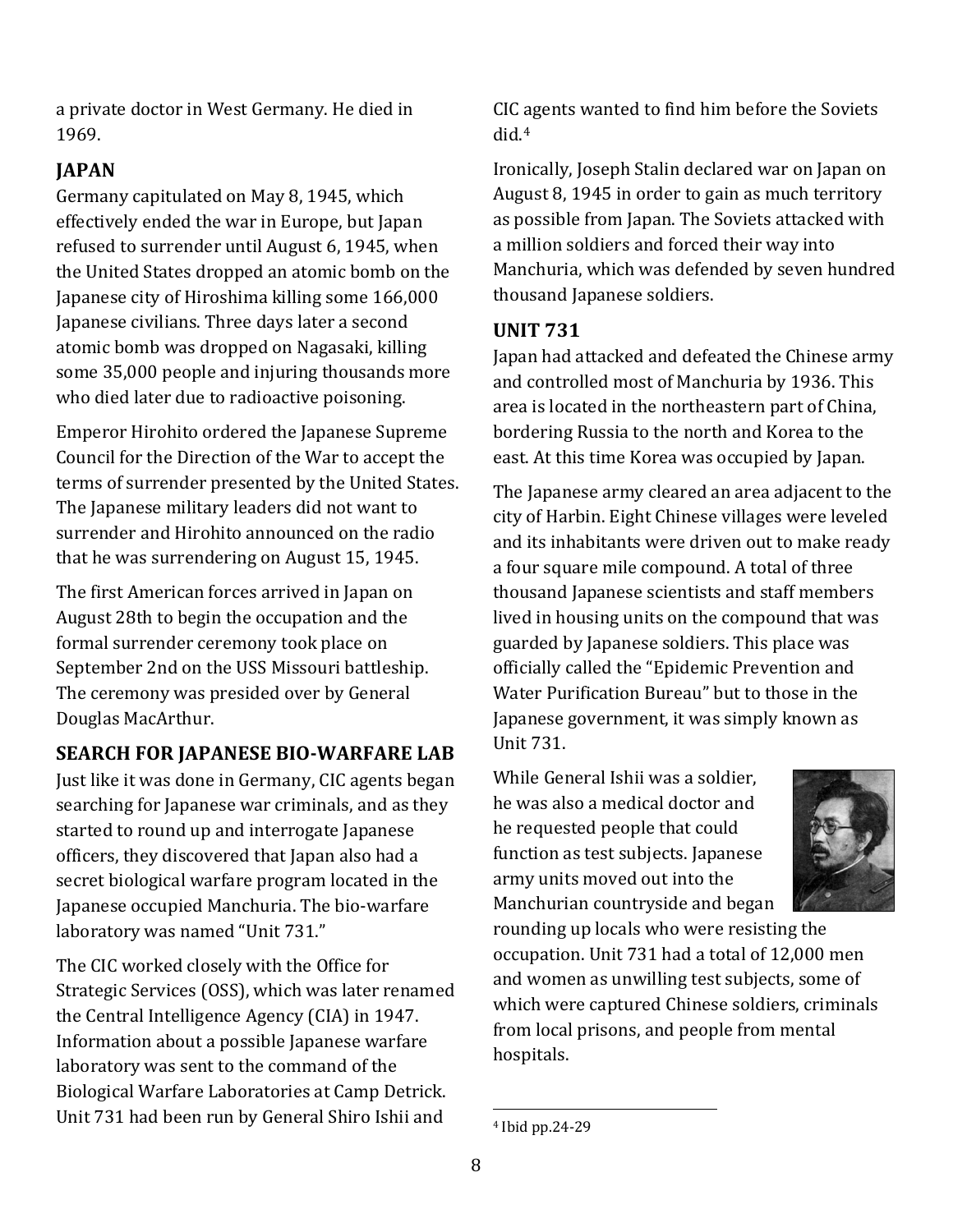a private doctor in West Germany. He died in 1969.

## JAPAN

Germany capitulated on May 8, 1945, which effectively ended the war in Europe, but Japan refused to surrender until August 6, 1945, when the United States dropped an atomic bomb on the Japanese city of Hiroshima killing some 166,000 Japanese civilians. Three days later a second atomic bomb was dropped on Nagasaki, killing some 35,000 people and injuring thousands more who died later due to radioactive poisoning.

Emperor Hirohito ordered the Japanese Supreme Council for the Direction of the War to accept the terms of surrender presented by the United States. The Japanese military leaders did not want to surrender and Hirohito announced on the radio that he was surrendering on August 15, 1945.

The first American forces arrived in Japan on August 28th to begin the occupation and the formal surrender ceremony took place on September 2nd on the USS Missouri battleship. The ceremony was presided over by General Douglas MacArthur.

## SEARCH FOR JAPANESE BIO-WARFARE LAB

Just like it was done in Germany, CIC agents began searching for Japanese war criminals, and as they started to round up and interrogate Japanese officers, they discovered that Japan also had a secret biological warfare program located in the Japanese occupied Manchuria. The bio-warfare laboratory was named "Unit 731."

The CIC worked closely with the Office for Strategic Services (OSS), which was later renamed the Central Intelligence Agency (CIA) in 1947. Information about a possible Japanese warfare laboratory was sent to the command of the Biological Warfare Laboratories at Camp Detrick. Unit 731 had been run by General Shiro Ishii and CIC agents wanted to find him before the Soviets did.[4]

Ironically, Joseph Stalin declared war on Japan on August 8, 1945 in order to gain as much territory as possible from Japan. The Soviets attacked with a million soldiers and forced their way into Manchuria, which was defended by seven hundred thousand Japanese soldiers.

## UNIT 731

Japan had attacked and defeated the Chinese army and controlled most of Manchuria by 1936. This area is located in the northeastern part of China, bordering Russia to the north and Korea to the east. At this time Korea was occupied by Japan.

The Japanese army cleared an area adjacent to the city of Harbin. Eight Chinese villages were leveled and its inhabitants were driven out to make ready a four square mile compound. A total of three thousand Japanese scientists and staff members lived in housing units on the compound that was guarded by Japanese soldiers. This place was officially called the "Epidemic Prevention and Water Purification Bureau" but to those in the Japanese government, it was simply known as Unit 731.

While General Ishii was a soldier, he was also a medical doctor and he requested people that could function as test subjects. Japanese army units moved out into the Manchurian countryside and began rounding up locals who were resisting the occupation. Unit 731 had a total of 12,000 men and women as unwilling test subjects, some of which were captured Chinese soldiers, criminals from local prisons, and people from mental hospitals.

[4] Ibid pp.24-29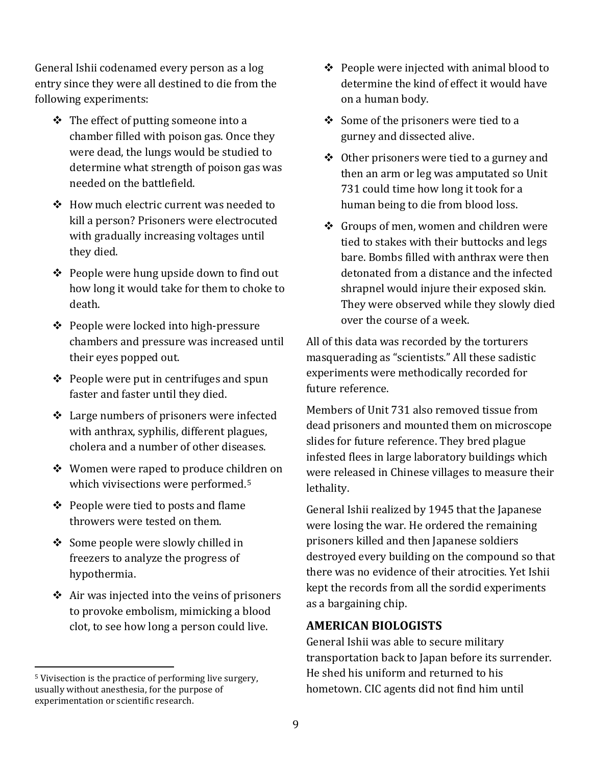General Ishii codenamed every person as a log entry since they were all destined to die from the following experiments:

- The effect of putting someone into a chamber filled with poison gas. Once they were dead, the lungs would be studied to determine what strength of poison gas was needed on the battlefield.
- How much electric current was needed to kill a person? Prisoners were electrocuted with gradually increasing voltages until they died.
- People were hung upside down to find out how long it would take for them to choke to death.
- People were locked into high-pressure chambers and pressure was increased until their eyes popped out.
- People were put in centrifuges and spun faster and faster until they died.
- Large numbers of prisoners were infected with anthrax, syphilis, different plagues, cholera and a number of other diseases.
- Women were raped to produce children on which vivisections were performed.[5]
- People were tied to posts and flame throwers were tested on them.
- Some people were slowly chilled in freezers to analyze the progress of hypothermia.
- Air was injected into the veins of prisoners to provoke embolism, mimicking a blood clot, to see how long a person could live.
- People were injected with animal blood to determine the kind of effect it would have on a human body.
- Some of the prisoners were tied to a gurney and dissected alive.
- Other prisoners were tied to a gurney and then an arm or leg was amputated so Unit 731 could time how long it took for a human being to die from blood loss.
- Groups of men, women and children were tied to stakes with their buttocks and legs bare. Bombs filled with anthrax were then detonated from a distance and the infected shrapnel would injure their exposed skin. They were observed while they slowly died over the course of a week.

All of this data was recorded by the torturers masquerading as "scientists." All these sadistic experiments were methodically recorded for future reference.

Members of Unit 731 also removed tissue from dead prisoners and mounted them on microscope slides for future reference. They bred plague infested flees in large laboratory buildings which were released in Chinese villages to measure their lethality.

General Ishii realized by 1945 that the Japanese were losing the war. He ordered the remaining prisoners killed and then Japanese soldiers destroyed every building on the compound so that there was no evidence of their atrocities. Yet Ishii kept the records from all the sordid experiments as a bargaining chip.

## AMERICAN BIOLOGISTS

General Ishii was able to secure military transportation back to Japan before its surrender. He shed his uniform and returned to his hometown. CIC agents did not find him until

---

[5] Vivisection is the practice of performing live surgery, usually without anesthesia, for the purpose of experimentation or scientific research.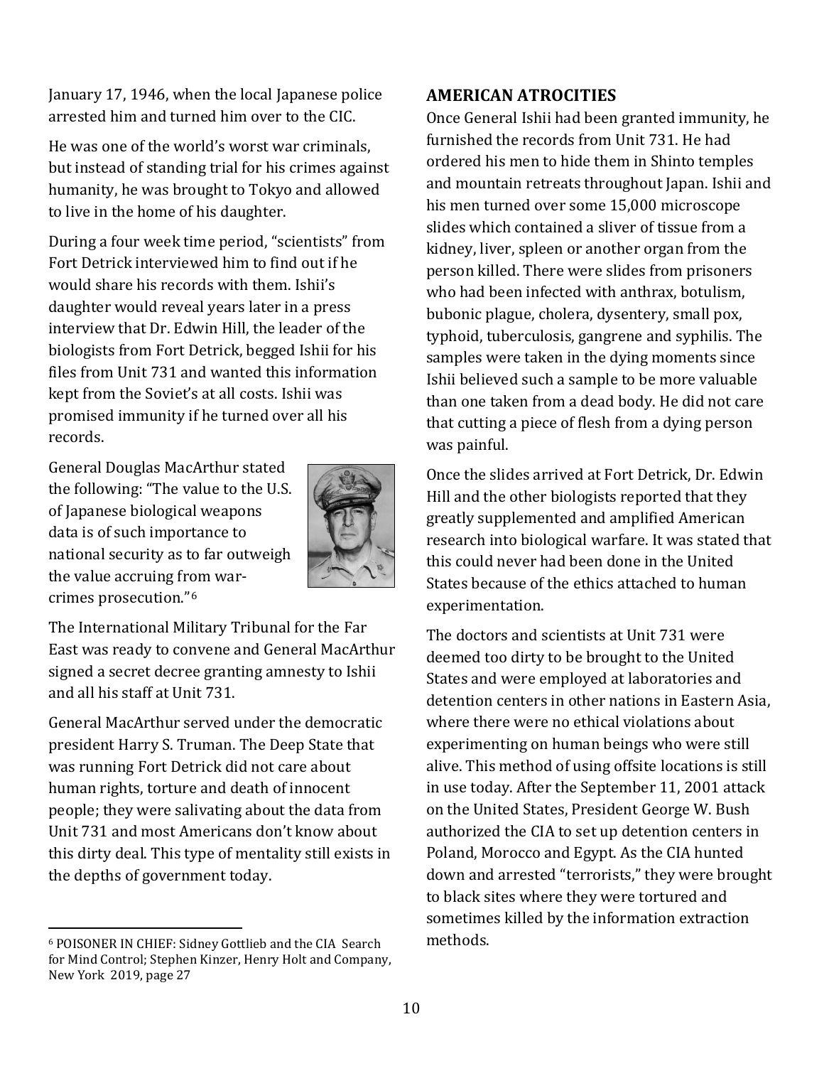January 17, 1946, when the local Japanese police arrested him and turned him over to the CIC.

He was one of the world's worst war criminals, but instead of standing trial for his crimes against humanity, he was brought to Tokyo and allowed to live in the home of his daughter.

During a four week time period, "scientists" from Fort Detrick interviewed him to find out if he would share his records with them. Ishii's daughter would reveal years later in a press interview that Dr. Edwin Hill, the leader of the biologists from Fort Detrick, begged Ishii for his files from Unit 731 and wanted this information kept from the Soviet's at all costs. Ishii was promised immunity if he turned over all his records.

General Douglas MacArthur stated the following: "The value to the U.S. of Japanese biological weapons data is of such importance to national security as to far outweigh the value accruing from war-crimes prosecution."[6]

The International Military Tribunal for the Far East was ready to convene and General MacArthur signed a secret decree granting amnesty to Ishii and all his staff at Unit 731.

General MacArthur served under the democratic president Harry S. Truman. The Deep State that was running Fort Detrick did not care about human rights, torture and death of innocent people; they were salivating about the data from Unit 731 and most Americans don't know about this dirty deal. This type of mentality still exists in the depths of government today.

## AMERICAN ATROCITIES

Once General Ishii had been granted immunity, he furnished the records from Unit 731. He had ordered his men to hide them in Shinto temples and mountain retreats throughout Japan. Ishii and his men turned over some 15,000 microscope slides which contained a sliver of tissue from a kidney, liver, spleen or another organ from the person killed. There were slides from prisoners who had been infected with anthrax, botulism, bubonic plague, cholera, dysentery, small pox, typhoid, tuberculosis, gangrene and syphilis. The samples were taken in the dying moments since Ishii believed such a sample to be more valuable than one taken from a dead body. He did not care that cutting a piece of flesh from a dying person was painful.

Once the slides arrived at Fort Detrick, Dr. Edwin Hill and the other biologists reported that they greatly supplemented and amplified American research into biological warfare. It was stated that this could never had been done in the United States because of the ethics attached to human experimentation.

The doctors and scientists at Unit 731 were deemed too dirty to be brought to the United States and were employed at laboratories and detention centers in other nations in Eastern Asia, where there were no ethical violations about experimenting on human beings who were still alive. This method of using offsite locations is still in use today. After the September 11, 2001 attack on the United States, President George W. Bush authorized the CIA to set up detention centers in Poland, Morocco and Egypt. As the CIA hunted down and arrested "terrorists," they were brought to black sites where they were tortured and sometimes killed by the information extraction methods.

---

[6] POISONER IN CHIEF: Sidney Gottlieb and the CIA Search for Mind Control; Stephen Kinzer, Henry Holt and Company, New York 2019, page 27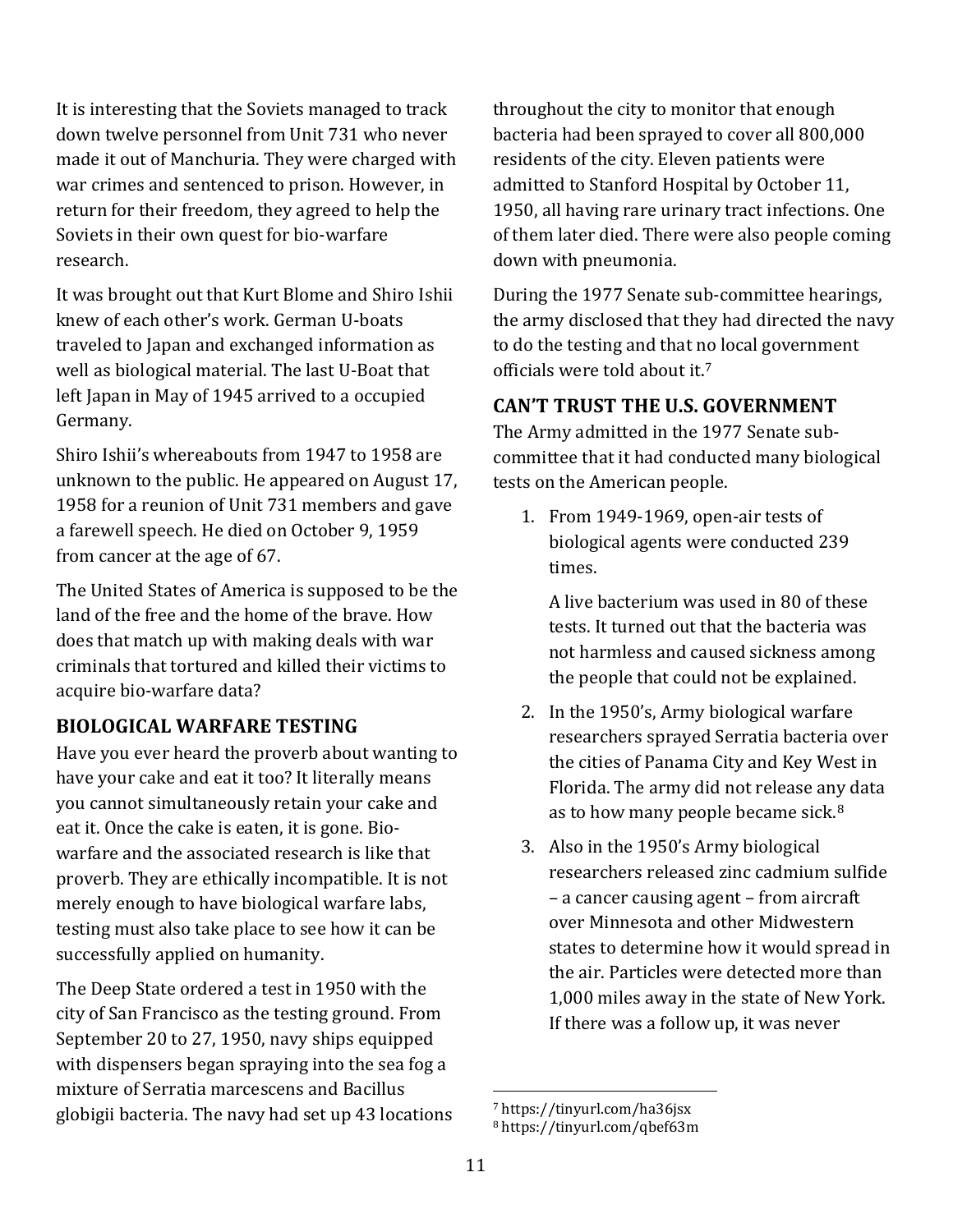It is interesting that the Soviets managed to track down twelve personnel from Unit 731 who never made it out of Manchuria. They were charged with war crimes and sentenced to prison. However, in return for their freedom, they agreed to help the Soviets in their own quest for bio-warfare research.

It was brought out that Kurt Blome and Shiro Ishii knew of each other's work. German U-boats traveled to Japan and exchanged information as well as biological material. The last U-Boat that left Japan in May of 1945 arrived to a occupied Germany.

Shiro Ishii's whereabouts from 1947 to 1958 are unknown to the public. He appeared on August 17, 1958 for a reunion of Unit 731 members and gave a farewell speech. He died on October 9, 1959 from cancer at the age of 67.

The United States of America is supposed to be the land of the free and the home of the brave. How does that match up with making deals with war criminals that tortured and killed their victims to acquire bio-warfare data?

## BIOLOGICAL WARFARE TESTING

Have you ever heard the proverb about wanting to have your cake and eat it too? It literally means you cannot simultaneously retain your cake and eat it. Once the cake is eaten, it is gone. Bio-warfare and the associated research is like that proverb. They are ethically incompatible. It is not merely enough to have biological warfare labs, testing must also take place to see how it can be successfully applied on humanity.

The Deep State ordered a test in 1950 with the city of San Francisco as the testing ground. From September 20 to 27, 1950, navy ships equipped with dispensers began spraying into the sea fog a mixture of Serratia marcescens and Bacillus globigii bacteria. The navy had set up 43 locations throughout the city to monitor that enough bacteria had been sprayed to cover all 800,000 residents of the city. Eleven patients were admitted to Stanford Hospital by October 11, 1950, all having rare urinary tract infections. One of them later died. There were also people coming down with pneumonia.

During the 1977 Senate sub-committee hearings, the army disclosed that they had directed the navy to do the testing and that no local government officials were told about it.[7]

## CAN'T TRUST THE U.S. GOVERNMENT

The Army admitted in the 1977 Senate sub-committee that it had conducted many biological tests on the American people.

1. From 1949-1969, open-air tests of biological agents were conducted 239 times.

   A live bacterium was used in 80 of these tests. It turned out that the bacteria was not harmless and caused sickness among the people that could not be explained.

2. In the 1950's, Army biological warfare researchers sprayed Serratia bacteria over the cities of Panama City and Key West in Florida. The army did not release any data as to how many people became sick.[8]

3. Also in the 1950's Army biological researchers released zinc cadmium sulfide – a cancer causing agent – from aircraft over Minnesota and other Midwestern states to determine how it would spread in the air. Particles were detected more than 1,000 miles away in the state of New York. If there was a follow up, it was never

[7] https://tinyurl.com/ha36jsx

[8] https://tinyurl.com/qbef63m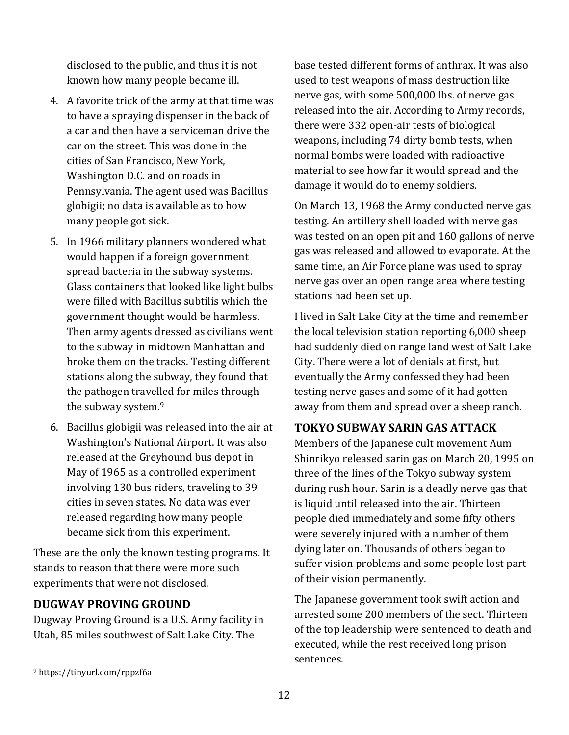disclosed to the public, and thus it is not known how many people became ill.

4. A favorite trick of the army at that time was to have a spraying dispenser in the back of a car and then have a serviceman drive the car on the street. This was done in the cities of San Francisco, New York, Washington D.C. and on roads in Pennsylvania. The agent used was Bacillus globigii; no data is available as to how many people got sick.
5. In 1966 military planners wondered what would happen if a foreign government spread bacteria in the subway systems. Glass containers that looked like light bulbs were filled with Bacillus subtilis which the government thought would be harmless. Then army agents dressed as civilians went to the subway in midtown Manhattan and broke them on the tracks. Testing different stations along the subway, they found that the pathogen travelled for miles through the subway system.[9]
6. Bacillus globigii was released into the air at Washington's National Airport. It was also released at the Greyhound bus depot in May of 1965 as a controlled experiment involving 130 bus riders, traveling to 39 cities in seven states. No data was ever released regarding how many people became sick from this experiment.

These are the only the known testing programs. It stands to reason that there were more such experiments that were not disclosed.

## DUGWAY PROVING GROUND

Dugway Proving Ground is a U.S. Army facility in Utah, 85 miles southwest of Salt Lake City. The base tested different forms of anthrax. It was also used to test weapons of mass destruction like nerve gas, with some 500,000 lbs. of nerve gas released into the air. According to Army records, there were 332 open-air tests of biological weapons, including 74 dirty bomb tests, when normal bombs were loaded with radioactive material to see how far it would spread and the damage it would do to enemy soldiers.

On March 13, 1968 the Army conducted nerve gas testing. An artillery shell loaded with nerve gas was tested on an open pit and 160 gallons of nerve gas was released and allowed to evaporate. At the same time, an Air Force plane was used to spray nerve gas over an open range area where testing stations had been set up.

I lived in Salt Lake City at the time and remember the local television station reporting 6,000 sheep had suddenly died on range land west of Salt Lake City. There were a lot of denials at first, but eventually the Army confessed they had been testing nerve gases and some of it had gotten away from them and spread over a sheep ranch.

## TOKYO SUBWAY SARIN GAS ATTACK

Members of the Japanese cult movement Aum Shinrikyo released sarin gas on March 20, 1995 on three of the lines of the Tokyo subway system during rush hour. Sarin is a deadly nerve gas that is liquid until released into the air. Thirteen people died immediately and some fifty others were severely injured with a number of them dying later on. Thousands of others began to suffer vision problems and some people lost part of their vision permanently.

The Japanese government took swift action and arrested some 200 members of the sect. Thirteen of the top leadership were sentenced to death and executed, while the rest received long prison sentences.

---

[9] https://tinyurl.com/rppzf6a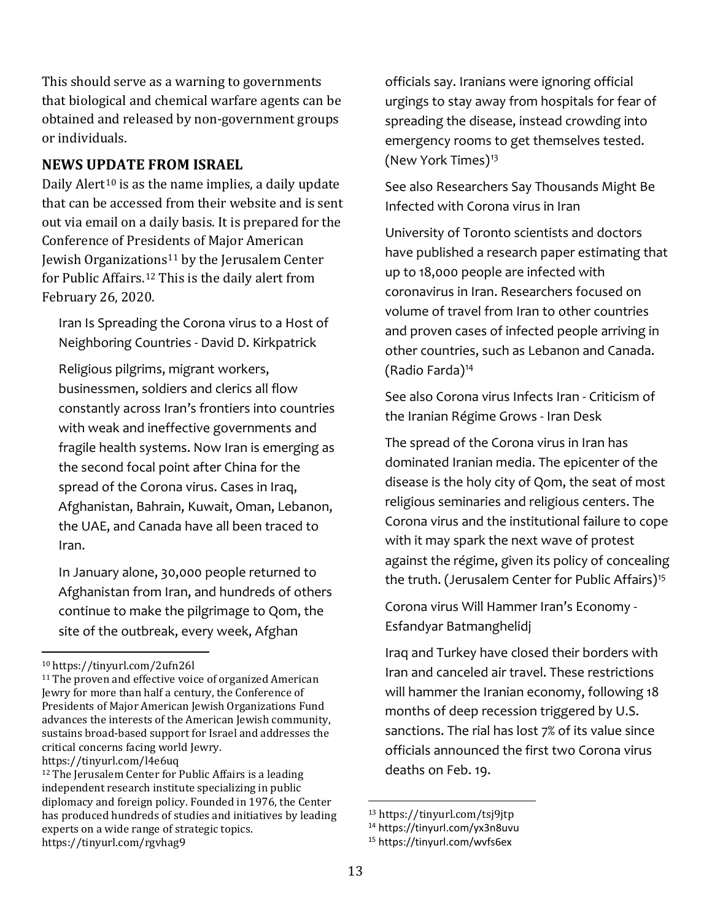This should serve as a warning to governments that biological and chemical warfare agents can be obtained and released by non-government groups or individuals.

## NEWS UPDATE FROM ISRAEL

Daily Alert[10] is as the name implies, a daily update that can be accessed from their website and is sent out via email on a daily basis. It is prepared for the Conference of Presidents of Major American Jewish Organizations[11] by the Jerusalem Center for Public Affairs.[12] This is the daily alert from February 26, 2020.

> Iran Is Spreading the Corona virus to a Host of Neighboring Countries - David D. Kirkpatrick
>
> Religious pilgrims, migrant workers, businessmen, soldiers and clerics all flow constantly across Iran's frontiers into countries with weak and ineffective governments and fragile health systems. Now Iran is emerging as the second focal point after China for the spread of the Corona virus. Cases in Iraq, Afghanistan, Bahrain, Kuwait, Oman, Lebanon, the UAE, and Canada have all been traced to Iran.
>
> In January alone, 30,000 people returned to Afghanistan from Iran, and hundreds of others continue to make the pilgrimage to Qom, the site of the outbreak, every week, Afghan officials say. Iranians were ignoring official urgings to stay away from hospitals for fear of spreading the disease, instead crowding into emergency rooms to get themselves tested. (New York Times)[13]
>
> See also Researchers Say Thousands Might Be Infected with Corona virus in Iran
>
> University of Toronto scientists and doctors have published a research paper estimating that up to 18,000 people are infected with coronavirus in Iran. Researchers focused on volume of travel from Iran to other countries and proven cases of infected people arriving in other countries, such as Lebanon and Canada. (Radio Farda)[14]
>
> See also Corona virus Infects Iran - Criticism of the Iranian Régime Grows - Iran Desk
>
> The spread of the Corona virus in Iran has dominated Iranian media. The epicenter of the disease is the holy city of Qom, the seat of most religious seminaries and religious centers. The Corona virus and the institutional failure to cope with it may spark the next wave of protest against the régime, given its policy of concealing the truth. (Jerusalem Center for Public Affairs)[15]
>
> Corona virus Will Hammer Iran's Economy - Esfandyar Batmanghelidj
>
> Iraq and Turkey have closed their borders with Iran and canceled air travel. These restrictions will hammer the Iranian economy, following 18 months of deep recession triggered by U.S. sanctions. The rial has lost 7% of its value since officials announced the first two Corona virus deaths on Feb. 19.

---

[10] https://tinyurl.com/2ufn26l

[11] The proven and effective voice of organized American Jewry for more than half a century, the Conference of Presidents of Major American Jewish Organizations Fund advances the interests of the American Jewish community, sustains broad-based support for Israel and addresses the critical concerns facing world Jewry. https://tinyurl.com/l4e6uq

[12] The Jerusalem Center for Public Affairs is a leading independent research institute specializing in public diplomacy and foreign policy. Founded in 1976, the Center has produced hundreds of studies and initiatives by leading experts on a wide range of strategic topics. https://tinyurl.com/rgvhag9

[13] https://tinyurl.com/tsj9jtp

[14] https://tinyurl.com/yx3n8uvu

[15] https://tinyurl.com/wvfs6ex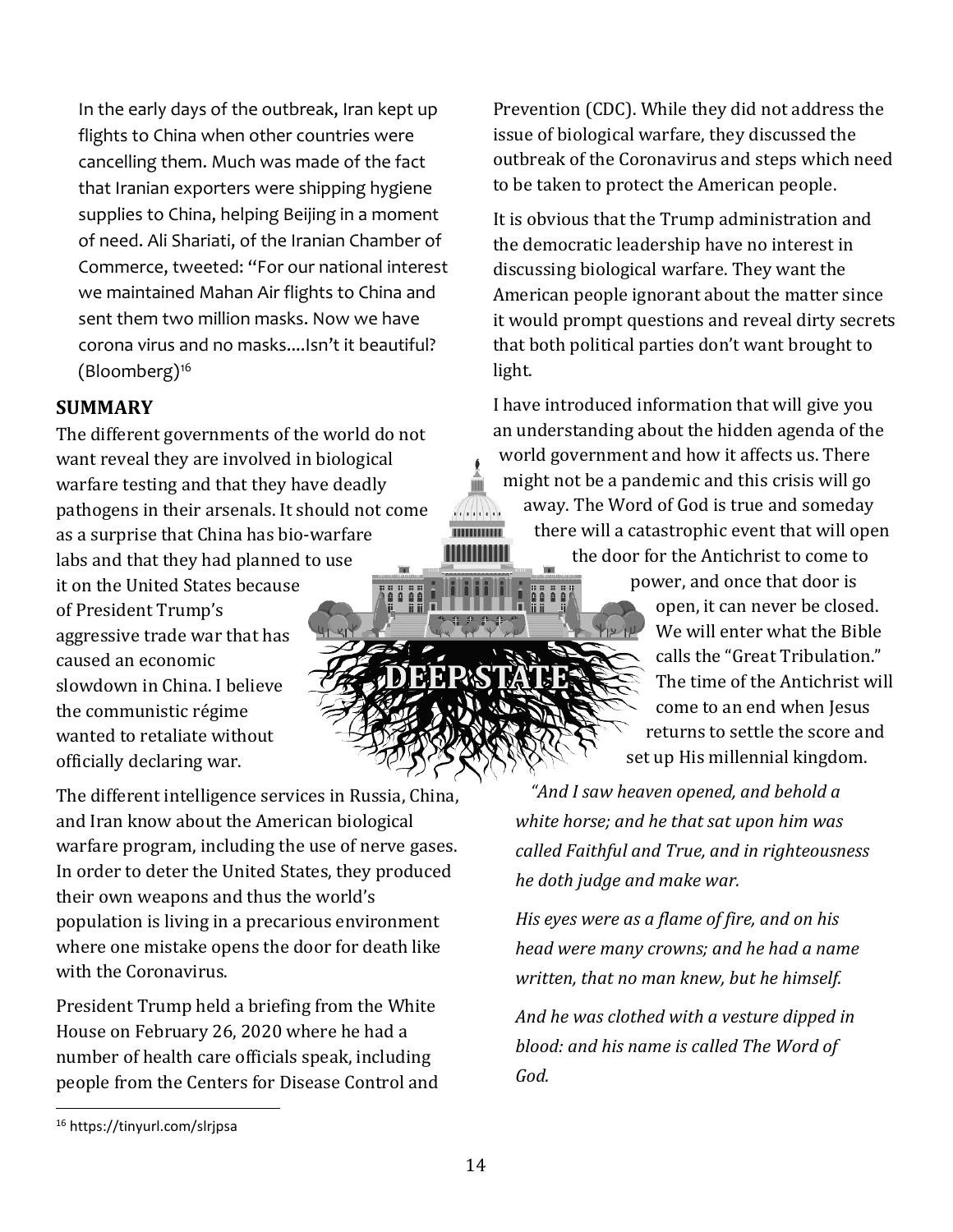In the early days of the outbreak, Iran kept up flights to China when other countries were cancelling them. Much was made of the fact that Iranian exporters were shipping hygiene supplies to China, helping Beijing in a moment of need. Ali Shariati, of the Iranian Chamber of Commerce, tweeted: "For our national interest we maintained Mahan Air flights to China and sent them two million masks. Now we have corona virus and no masks....Isn't it beautiful? (Bloomberg)[16]

## SUMMARY

The different governments of the world do not want reveal they are involved in biological warfare testing and that they have deadly pathogens in their arsenals. It should not come as a surprise that China has bio-warfare labs and that they had planned to use it on the United States because of President Trump's aggressive trade war that has caused an economic slowdown in China. I believe the communistic régime wanted to retaliate without officially declaring war.

The different intelligence services in Russia, China, and Iran know about the American biological warfare program, including the use of nerve gases. In order to deter the United States, they produced their own weapons and thus the world's population is living in a precarious environment where one mistake opens the door for death like with the Coronavirus.

President Trump held a briefing from the White House on February 26, 2020 where he had a number of health care officials speak, including people from the Centers for Disease Control and Prevention (CDC). While they did not address the issue of biological warfare, they discussed the outbreak of the Coronavirus and steps which need to be taken to protect the American people.

It is obvious that the Trump administration and the democratic leadership have no interest in discussing biological warfare. They want the American people ignorant about the matter since it would prompt questions and reveal dirty secrets that both political parties don't want brought to light.

I have introduced information that will give you an understanding about the hidden agenda of the world government and how it affects us. There might not be a pandemic and this crisis will go away. The Word of God is true and someday there will a catastrophic event that will open the door for the Antichrist to come to power, and once that door is open, it can never be closed. We will enter what the Bible calls the "Great Tribulation." The time of the Antichrist will come to an end when Jesus returns to settle the score and set up His millennial kingdom.

DEEP STATE

*"And I saw heaven opened, and behold a white horse; and he that sat upon him was called Faithful and True, and in righteousness he doth judge and make war.*

*His eyes were as a flame of fire, and on his head were many crowns; and he had a name written, that no man knew, but he himself.*

*And he was clothed with a vesture dipped in blood: and his name is called The Word of God.*

---

[16] https://tinyurl.com/slrjpsa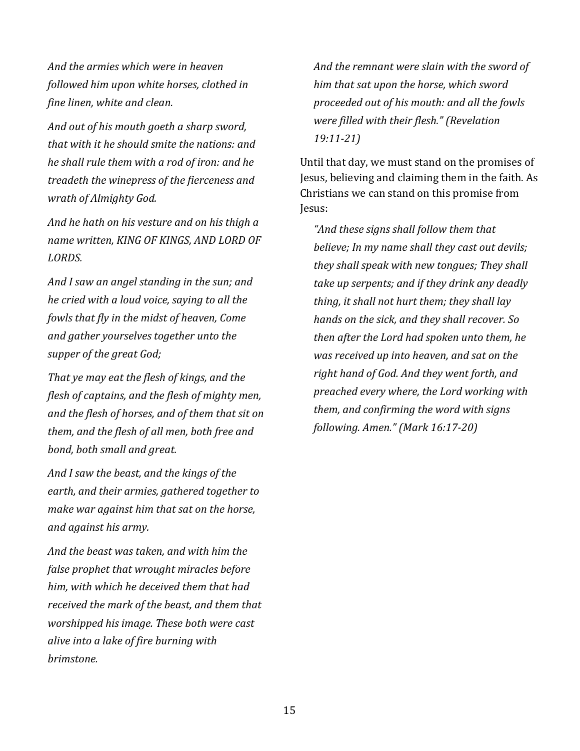*And the armies which were in heaven followed him upon white horses, clothed in fine linen, white and clean.*

*And out of his mouth goeth a sharp sword, that with it he should smite the nations: and he shall rule them with a rod of iron: and he treadeth the winepress of the fierceness and wrath of Almighty God.*

*And he hath on his vesture and on his thigh a name written, KING OF KINGS, AND LORD OF LORDS.*

*And I saw an angel standing in the sun; and he cried with a loud voice, saying to all the fowls that fly in the midst of heaven, Come and gather yourselves together unto the supper of the great God;*

*That ye may eat the flesh of kings, and the flesh of captains, and the flesh of mighty men, and the flesh of horses, and of them that sit on them, and the flesh of all men, both free and bond, both small and great.*

*And I saw the beast, and the kings of the earth, and their armies, gathered together to make war against him that sat on the horse, and against his army.*

*And the beast was taken, and with him the false prophet that wrought miracles before him, with which he deceived them that had received the mark of the beast, and them that worshipped his image. These both were cast alive into a lake of fire burning with brimstone.*

*And the remnant were slain with the sword of him that sat upon the horse, which sword proceeded out of his mouth: and all the fowls were filled with their flesh." (Revelation 19:11-21)*

Until that day, we must stand on the promises of Jesus, believing and claiming them in the faith. As Christians we can stand on this promise from Jesus:

*"And these signs shall follow them that believe; In my name shall they cast out devils; they shall speak with new tongues; They shall take up serpents; and if they drink any deadly thing, it shall not hurt them; they shall lay hands on the sick, and they shall recover. So then after the Lord had spoken unto them, he was received up into heaven, and sat on the right hand of God. And they went forth, and preached every where, the Lord working with them, and confirming the word with signs following. Amen." (Mark 16:17-20)*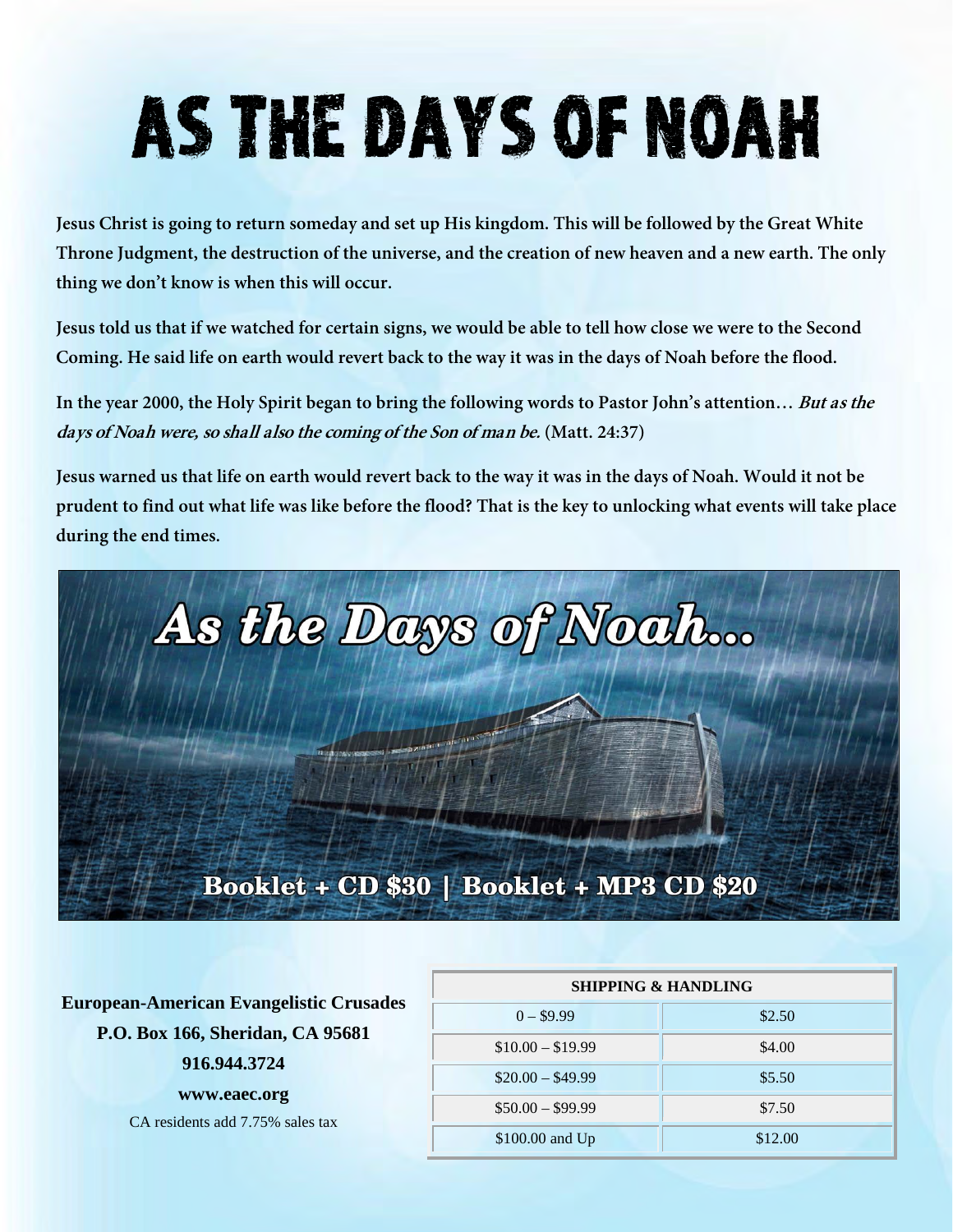# AS THE DAYS OF NOAH

**Jesus Christ is going to return someday and set up His kingdom. This will be followed by the Great White Throne Judgment, the destruction of the universe, and the creation of new heaven and a new earth. The only thing we don't know is when this will occur.**

**Jesus told us that if we watched for certain signs, we would be able to tell how close we were to the Second Coming. He said life on earth would revert back to the way it was in the days of Noah before the flood.**

**In the year 2000, the Holy Spirit began to bring the following words to Pastor John's attention…** ***But as the days of Noah were, so shall also the coming of the Son of man be.*** **(Matt. 24:37)**

**Jesus warned us that life on earth would revert back to the way it was in the days of Noah. Would it not be prudent to find out what life was like before the flood? That is the key to unlocking what events will take place during the end times.**

***As the Days of Noah…***

**Booklet + CD $30 | Booklet + MP3 CD $20**

**European-American Evangelistic Crusades**
**P.O. Box 166, Sheridan, CA 95681**
**916.944.3724**
**www.eaec.org**
CA residents add 7.75% sales tax

| SHIPPING & HANDLING | |
|---|---|
| 0 – $9.99 | $2.50 |
| $10.00 – $19.99 | $4.00 |
| $20.00 – $49.99 | $5.50 |
| $50.00 – $99.99 | $7.50 |
| $100.00 and Up | $12.00 |